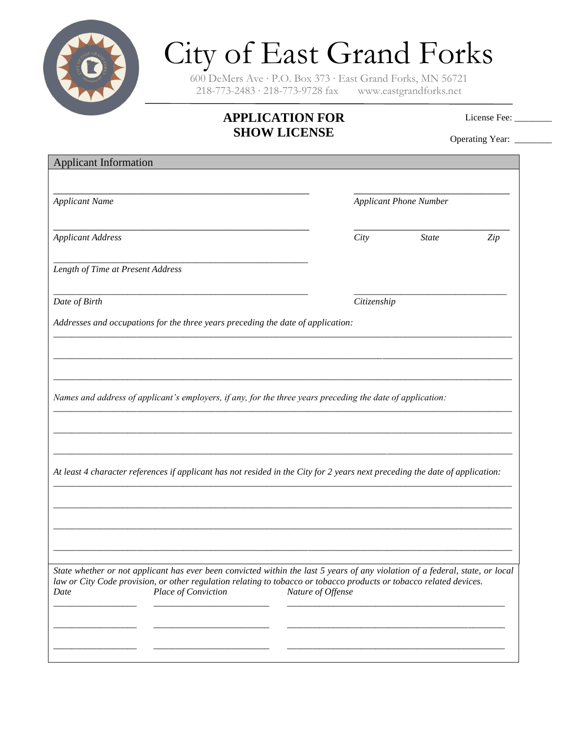# City of East Grand Forks

600 DeMers Ave · P.O. Box 373 · East Grand Forks, MN 56721
218-773-2483 · 218-773-9728 fax    www.eastgrandforks.net

## APPLICATION FOR SHOW LICENSE

License Fee: ________

Operating Year: ________

### Applicant Information

_______________________________________________ _______________________________

*Applicant Name* *Applicant Phone Number*

_______________________________________________ _______________________________

*Applicant Address* *City* *State* *Zip*

_______________________________________________

*Length of Time at Present Address*

_______________________________________________ _______________________________

*Date of Birth* *Citizenship*

*Addresses and occupations for the three years preceding the date of application:*

_____________________________________________________________________________________

_____________________________________________________________________________________

_____________________________________________________________________________________

*Names and address of applicant's employers, if any, for the three years preceding the date of application:*

_____________________________________________________________________________________

_____________________________________________________________________________________

_____________________________________________________________________________________

*At least 4 character references if applicant has not resided in the City for 2 years next preceding the date of application:*

_____________________________________________________________________________________

_____________________________________________________________________________________

_____________________________________________________________________________________

_____________________________________________________________________________________

*State whether or not applicant has ever been convicted within the last 5 years of any violation of a federal, state, or local law or City Code provision, or other regulation relating to tobacco or tobacco products or tobacco related devices.*

| *Date* | *Place of Conviction* | *Nature of Offense* |
|---|---|---|
| ________________ | ______________________ | __________________________________________ |
| ________________ | ______________________ | __________________________________________ |
| ________________ | ______________________ | __________________________________________ |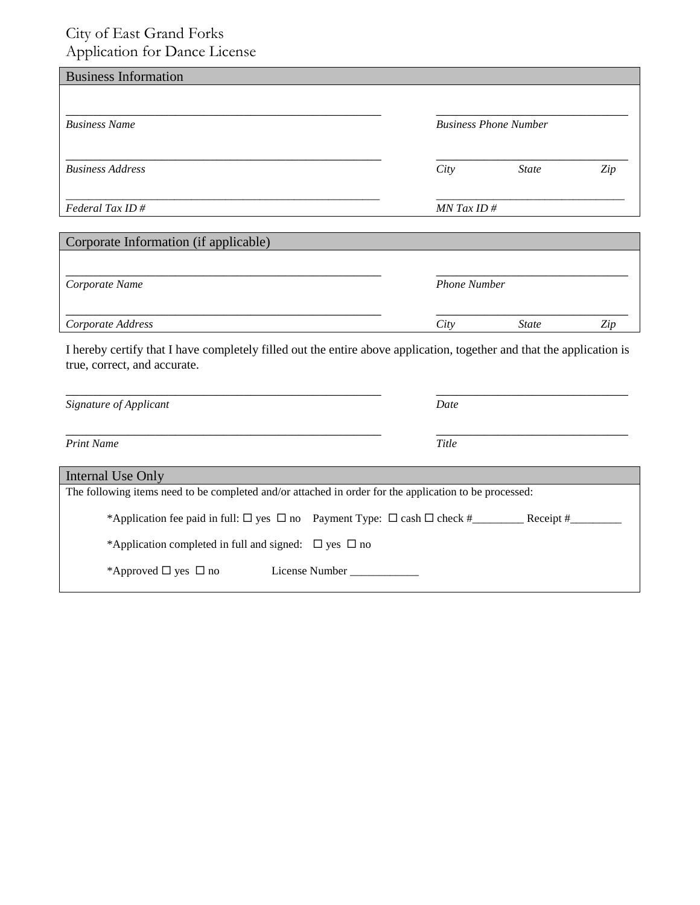# City of East Grand Forks
## Application for Dance License

### Business Information

___________________________________________ &nbsp;&nbsp;&nbsp;&nbsp; _______________________________
*Business Name* &nbsp;&nbsp;&nbsp;&nbsp; *Business Phone Number*

___________________________________________ &nbsp;&nbsp;&nbsp;&nbsp; _______________________________
*Business Address* &nbsp;&nbsp;&nbsp;&nbsp; *City* &nbsp;&nbsp; *State* &nbsp;&nbsp; *Zip*

___________________________________________ &nbsp;&nbsp;&nbsp;&nbsp; _______________________________
*Federal Tax ID #* &nbsp;&nbsp;&nbsp;&nbsp; *MN Tax ID #*

### Corporate Information (if applicable)

___________________________________________ &nbsp;&nbsp;&nbsp;&nbsp; _______________________________
*Corporate Name* &nbsp;&nbsp;&nbsp;&nbsp; *Phone Number*

___________________________________________ &nbsp;&nbsp;&nbsp;&nbsp; _______________________________
*Corporate Address* &nbsp;&nbsp;&nbsp;&nbsp; *City* &nbsp;&nbsp; *State* &nbsp;&nbsp; *Zip*

I hereby certify that I have completely filled out the entire above application, together and that the application is true, correct, and accurate.

___________________________________________ &nbsp;&nbsp;&nbsp;&nbsp; _______________________________
*Signature of Applicant* &nbsp;&nbsp;&nbsp;&nbsp; *Date*

___________________________________________ &nbsp;&nbsp;&nbsp;&nbsp; _______________________________
*Print Name* &nbsp;&nbsp;&nbsp;&nbsp; *Title*

### Internal Use Only

The following items need to be completed and/or attached in order for the application to be processed:

*Application fee paid in full: ☐ yes ☐ no &nbsp;&nbsp; Payment Type: ☐ cash ☐ check #_________ Receipt #_________

*Application completed in full and signed: ☐ yes ☐ no

*Approved ☐ yes ☐ no &nbsp;&nbsp;&nbsp;&nbsp; License Number ____________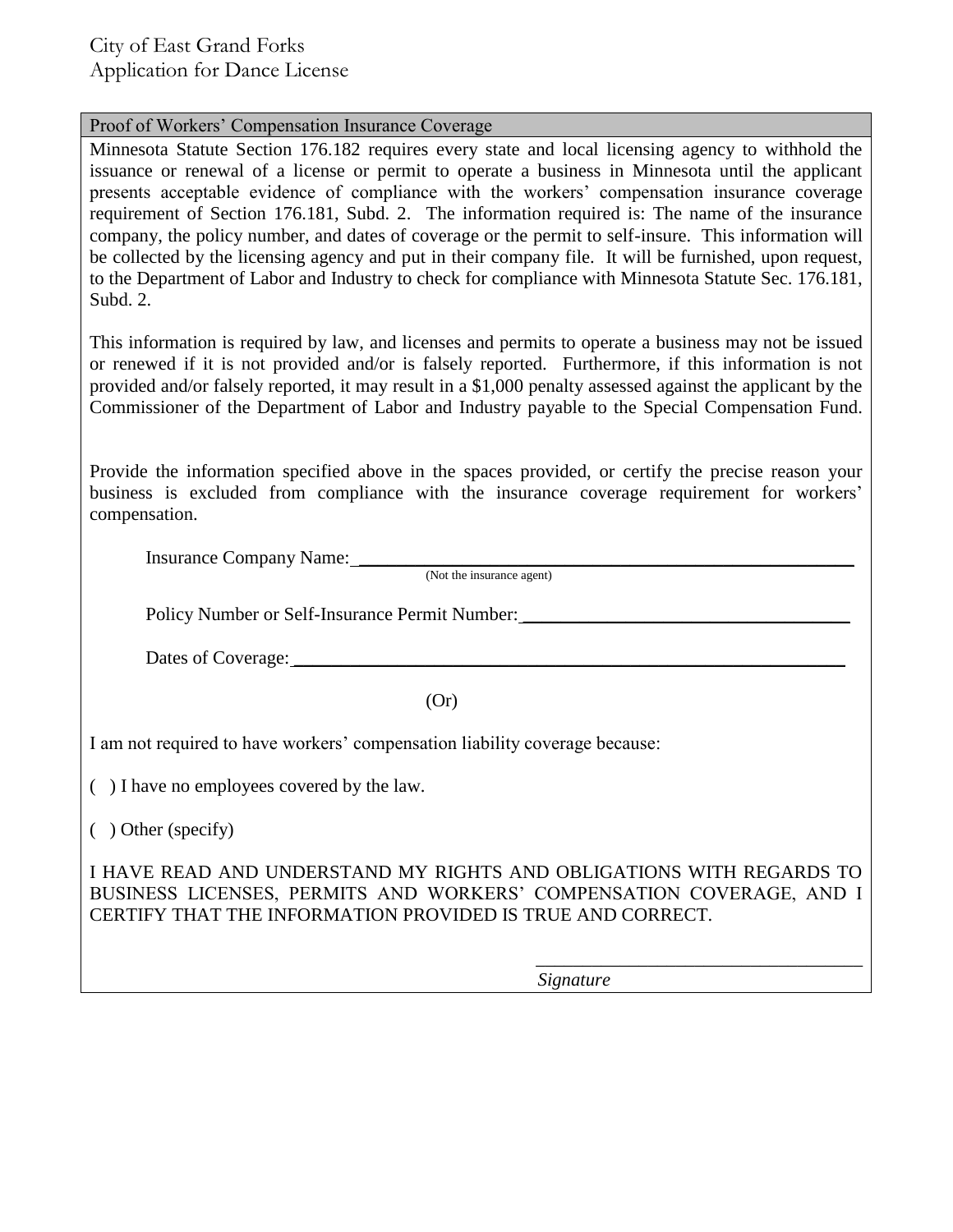City of East Grand Forks
Application for Dance License

## Proof of Workers' Compensation Insurance Coverage

Minnesota Statute Section 176.182 requires every state and local licensing agency to withhold the issuance or renewal of a license or permit to operate a business in Minnesota until the applicant presents acceptable evidence of compliance with the workers' compensation insurance coverage requirement of Section 176.181, Subd. 2. The information required is: The name of the insurance company, the policy number, and dates of coverage or the permit to self-insure. This information will be collected by the licensing agency and put in their company file. It will be furnished, upon request, to the Department of Labor and Industry to check for compliance with Minnesota Statute Sec. 176.181, Subd. 2.

This information is required by law, and licenses and permits to operate a business may not be issued or renewed if it is not provided and/or is falsely reported. Furthermore, if this information is not provided and/or falsely reported, it may result in a $1,000 penalty assessed against the applicant by the Commissioner of the Department of Labor and Industry payable to the Special Compensation Fund.

Provide the information specified above in the spaces provided, or certify the precise reason your business is excluded from compliance with the insurance coverage requirement for workers' compensation.

Insurance Company Name: ____________________________________________
(Not the insurance agent)

Policy Number or Self-Insurance Permit Number: ____________________________

Dates of Coverage: ______________________________________________________

(Or)

I am not required to have workers' compensation liability coverage because:

( ) I have no employees covered by the law.

( ) Other (specify)

I HAVE READ AND UNDERSTAND MY RIGHTS AND OBLIGATIONS WITH REGARDS TO BUSINESS LICENSES, PERMITS AND WORKERS' COMPENSATION COVERAGE, AND I CERTIFY THAT THE INFORMATION PROVIDED IS TRUE AND CORRECT.

____________________________________
*Signature*